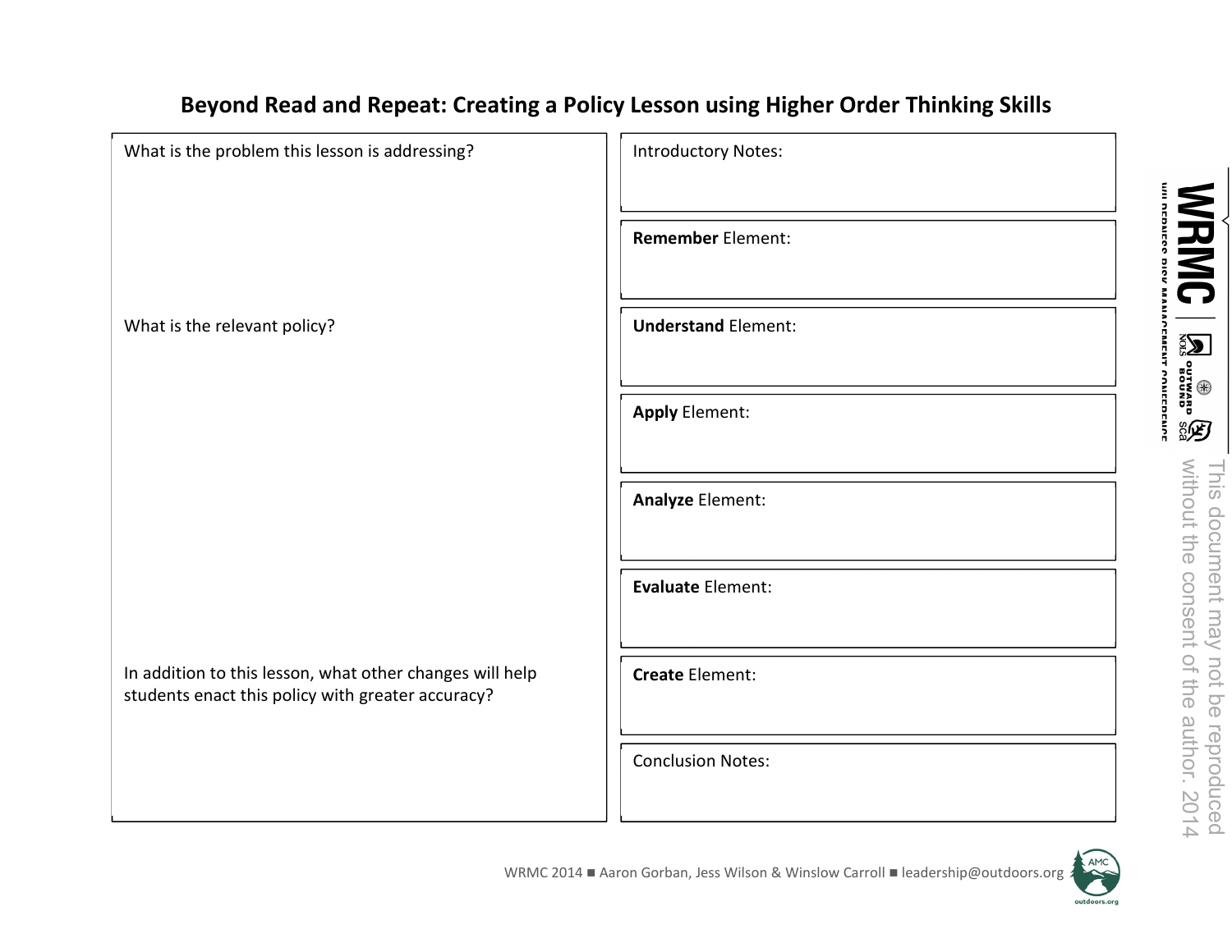# Beyond Read and Repeat: Creating a Policy Lesson using Higher Order Thinking Skills

What is the problem this lesson is addressing?

What is the relevant policy?

In addition to this lesson, what other changes will help students enact this policy with greater accuracy?

Introductory Notes:

**Remember** Element:

**Understand** Element:

**Apply** Element:

**Analyze** Element:

**Evaluate** Element:

**Create** Element:

Conclusion Notes:

This document may not be reproduced without the consent of the author. 2014

WRMC 2014 ■ Aaron Gorban, Jess Wilson & Winslow Carroll ■ leadership@outdoors.org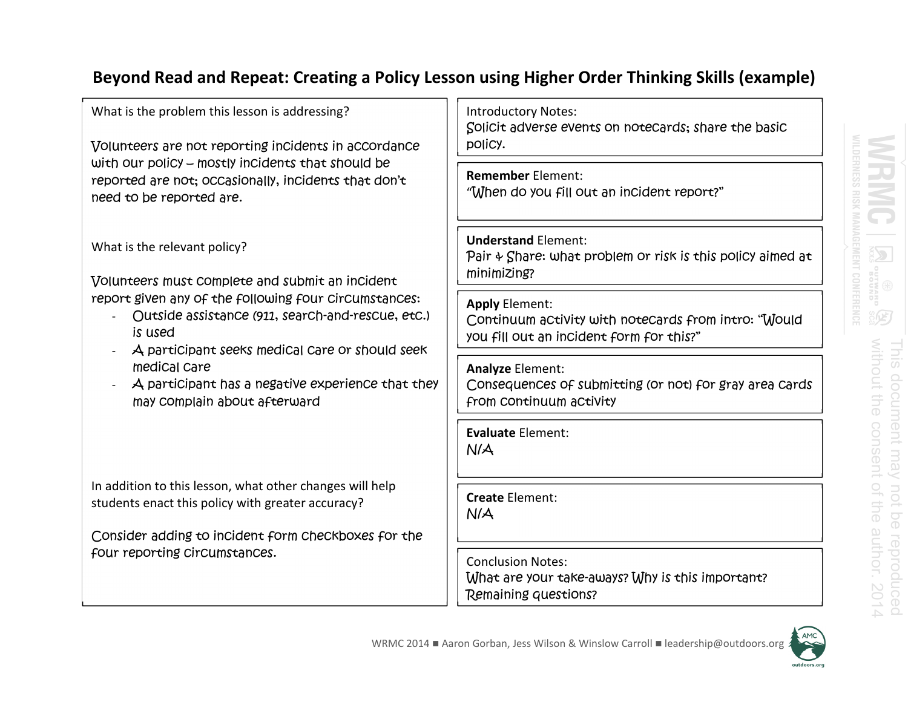# Beyond Read and Repeat: Creating a Policy Lesson using Higher Order Thinking Skills (example)

What is the problem this lesson is addressing?

Volunteers are not reporting incidents in accordance with our policy – mostly incidents that should be reported are not; occasionally, incidents that don't need to be reported are.

What is the relevant policy?

Volunteers must complete and submit an incident report given any of the following four circumstances:

- Outside assistance (911, search-and-rescue, etc.) is used
- A participant seeks medical care or should seek medical care
- A participant has a negative experience that they may complain about afterward

In addition to this lesson, what other changes will help students enact this policy with greater accuracy?

Consider adding to incident form checkboxes for the four reporting circumstances.

Introductory Notes:
Solicit adverse events on notecards; share the basic policy.

**Remember** Element:
"When do you fill out an incident report?"

**Understand** Element:
Pair & Share: what problem or risk is this policy aimed at minimizing?

**Apply** Element:
Continuum activity with notecards from intro: "Would you fill out an incident form for this?"

**Analyze** Element:
Consequences of submitting (or not) for gray area cards from continuum activity

**Evaluate** Element:
N/A

**Create** Element:
N/A

Conclusion Notes:
What are your take-aways? Why is this important? Remaining questions?

WRMC 2014 ■ Aaron Gorban, Jess Wilson & Winslow Carroll ■ leadership@outdoors.org

This document may not be reproduced without the consent of the author. 2014